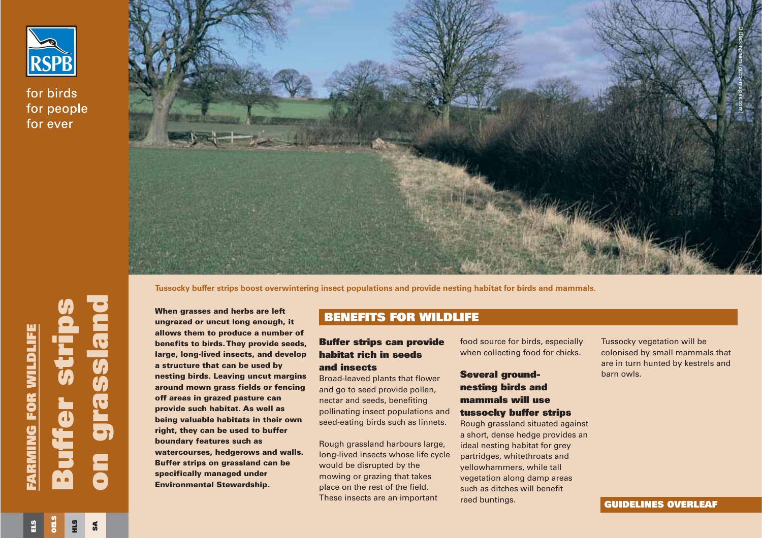RSPB

for birds
for people
for ever

FARMING FOR WILDLIFE

# Buffer strips on grassland

ELS | OELS | HLS | SA

D Buckingham (rspb-images.com)

**Tussocky buffer strips boost overwintering insect populations and provide nesting habitat for birds and mammals.**

**When grasses and herbs are left ungrazed or uncut long enough, it allows them to produce a number of benefits to birds. They provide seeds, large, long-lived insects, and develop a structure that can be used by nesting birds. Leaving uncut margins around mown grass fields or fencing off areas in grazed pasture can provide such habitat. As well as being valuable habitats in their own right, they can be used to buffer boundary features such as watercourses, hedgerows and walls. Buffer strips on grassland can be specifically managed under Environmental Stewardship.**

## BENEFITS FOR WILDLIFE

### Buffer strips can provide habitat rich in seeds and insects

Broad-leaved plants that flower and go to seed provide pollen, nectar and seeds, benefiting pollinating insect populations and seed-eating birds such as linnets.

Rough grassland harbours large, long-lived insects whose life cycle would be disrupted by the mowing or grazing that takes place on the rest of the field. These insects are an important food source for birds, especially when collecting food for chicks.

### Several ground-nesting birds and mammals will use tussocky buffer strips

Rough grassland situated against a short, dense hedge provides an ideal nesting habitat for grey partridges, whitethroats and yellowhammers, while tall vegetation along damp areas such as ditches will benefit reed buntings.

Tussocky vegetation will be colonised by small mammals that are in turn hunted by kestrels and barn owls.

**GUIDELINES OVERLEAF**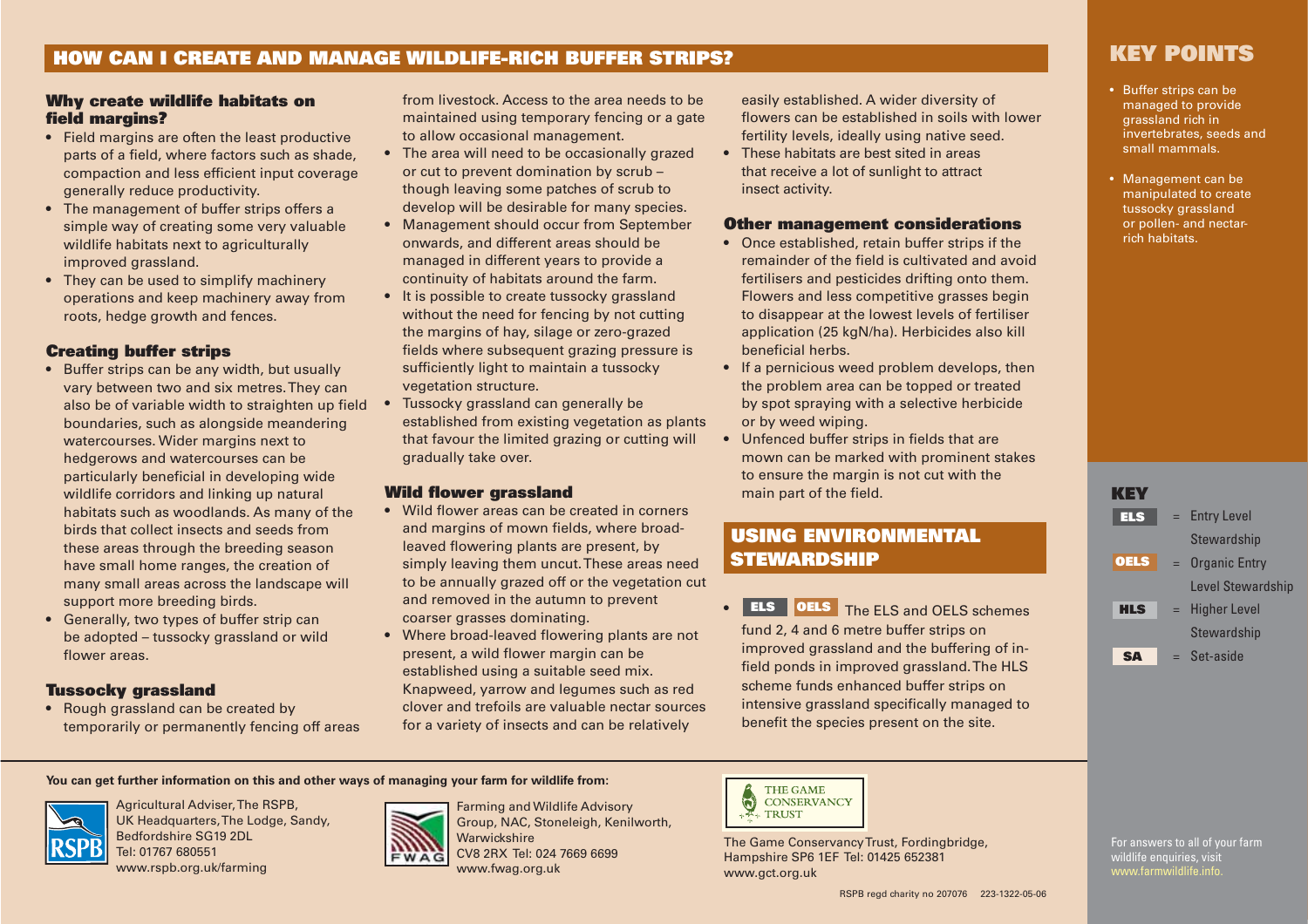## HOW CAN I CREATE AND MANAGE WILDLIFE-RICH BUFFER STRIPS?

### Why create wildlife habitats on field margins?

- Field margins are often the least productive parts of a field, where factors such as shade, compaction and less efficient input coverage generally reduce productivity.
- The management of buffer strips offers a simple way of creating some very valuable wildlife habitats next to agriculturally improved grassland.
- They can be used to simplify machinery operations and keep machinery away from roots, hedge growth and fences.

### Creating buffer strips

- Buffer strips can be any width, but usually vary between two and six metres. They can also be of variable width to straighten up field boundaries, such as alongside meandering watercourses. Wider margins next to hedgerows and watercourses can be particularly beneficial in developing wide wildlife corridors and linking up natural habitats such as woodlands. As many of the birds that collect insects and seeds from these areas through the breeding season have small home ranges, the creation of many small areas across the landscape will support more breeding birds.
- Generally, two types of buffer strip can be adopted – tussocky grassland or wild flower areas.

### Tussocky grassland

- Rough grassland can be created by temporarily or permanently fencing off areas from livestock. Access to the area needs to be maintained using temporary fencing or a gate to allow occasional management.
- The area will need to be occasionally grazed or cut to prevent domination by scrub – though leaving some patches of scrub to develop will be desirable for many species.
- Management should occur from September onwards, and different areas should be managed in different years to provide a continuity of habitats around the farm.
- It is possible to create tussocky grassland without the need for fencing by not cutting the margins of hay, silage or zero-grazed fields where subsequent grazing pressure is sufficiently light to maintain a tussocky vegetation structure.
- Tussocky grassland can generally be established from existing vegetation as plants that favour the limited grazing or cutting will gradually take over.

### Wild flower grassland

- Wild flower areas can be created in corners and margins of mown fields, where broad-leaved flowering plants are present, by simply leaving them uncut. These areas need to be annually grazed off or the vegetation cut and removed in the autumn to prevent coarser grasses dominating.
- Where broad-leaved flowering plants are not present, a wild flower margin can be established using a suitable seed mix. Knapweed, yarrow and legumes such as red clover and trefoils are valuable nectar sources for a variety of insects and can be relatively easily established. A wider diversity of flowers can be established in soils with lower fertility levels, ideally using native seed.
- These habitats are best sited in areas that receive a lot of sunlight to attract insect activity.

### Other management considerations

- Once established, retain buffer strips if the remainder of the field is cultivated and avoid fertilisers and pesticides drifting onto them. Flowers and less competitive grasses begin to disappear at the lowest levels of fertiliser application (25 kgN/ha). Herbicides also kill beneficial herbs.
- If a pernicious weed problem develops, then the problem area can be topped or treated by spot spraying with a selective herbicide or by weed wiping.
- Unfenced buffer strips in fields that are mown can be marked with prominent stakes to ensure the margin is not cut with the main part of the field.

## USING ENVIRONMENTAL STEWARDSHIP

- **ELS** **OELS** The ELS and OELS schemes fund 2, 4 and 6 metre buffer strips on improved grassland and the buffering of in-field ponds in improved grassland. The HLS scheme funds enhanced buffer strips on intensive grassland specifically managed to benefit the species present on the site.

## KEY POINTS

- Buffer strips can be managed to provide grassland rich in invertebrates, seeds and small mammals.
- Management can be manipulated to create tussocky grassland or pollen- and nectar-rich habitats.

## KEY

- **ELS** = Entry Level Stewardship
- **OELS** = Organic Entry Level Stewardship
- **HLS** = Higher Level Stewardship
- **SA** = Set-aside

---

**You can get further information on this and other ways of managing your farm for wildlife from:**

Agricultural Adviser, The RSPB, UK Headquarters, The Lodge, Sandy, Bedfordshire SG19 2DL
Tel: 01767 680551
www.rspb.org.uk/farming

Farming and Wildlife Advisory Group, NAC, Stoneleigh, Kenilworth, Warwickshire
CV8 2RX Tel: 024 7669 6699
www.fwag.org.uk

The Game Conservancy Trust, Fordingbridge, Hampshire SP6 1EF Tel: 01425 652381
www.gct.org.uk

For answers to all of your farm wildlife enquiries, visit www.farmwildlife.info.

RSPB regd charity no 207076 223-1322-05-06